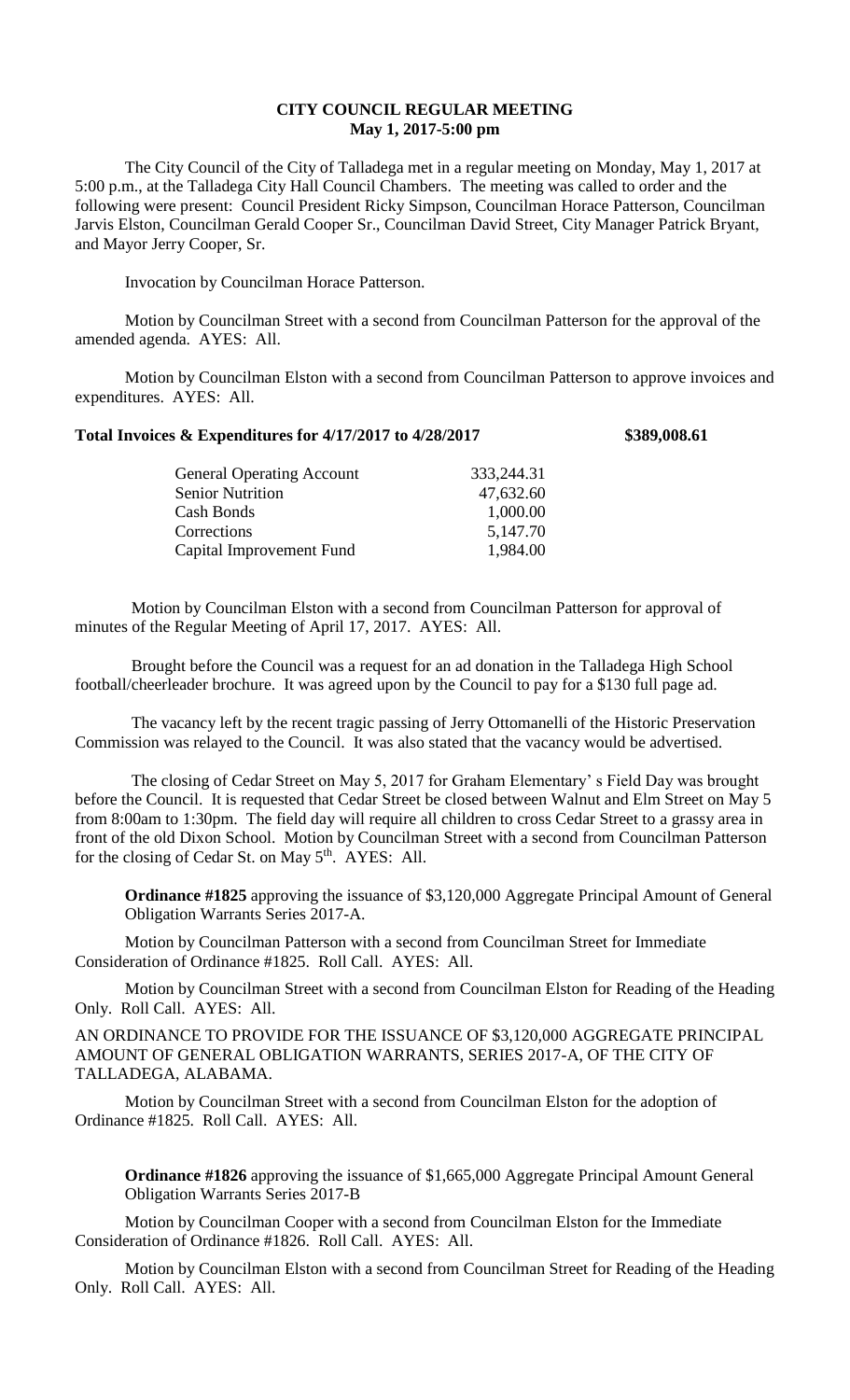# CITY COUNCIL REGULAR MEETING
## May 1, 2017-5:00 pm

The City Council of the City of Talladega met in a regular meeting on Monday, May 1, 2017 at 5:00 p.m., at the Talladega City Hall Council Chambers. The meeting was called to order and the following were present: Council President Ricky Simpson, Councilman Horace Patterson, Councilman Jarvis Elston, Councilman Gerald Cooper Sr., Councilman David Street, City Manager Patrick Bryant, and Mayor Jerry Cooper, Sr.

Invocation by Councilman Horace Patterson.

Motion by Councilman Street with a second from Councilman Patterson for the approval of the amended agenda. AYES: All.

Motion by Councilman Elston with a second from Councilman Patterson to approve invoices and expenditures. AYES: All.

**Total Invoices & Expenditures for 4/17/2017 to 4/28/2017 $389,008.61**

| | |
|---|---|
| General Operating Account | 333,244.31 |
| Senior Nutrition | 47,632.60 |
| Cash Bonds | 1,000.00 |
| Corrections | 5,147.70 |
| Capital Improvement Fund | 1,984.00 |

Motion by Councilman Elston with a second from Councilman Patterson for approval of minutes of the Regular Meeting of April 17, 2017. AYES: All.

Brought before the Council was a request for an ad donation in the Talladega High School football/cheerleader brochure. It was agreed upon by the Council to pay for a $130 full page ad.

The vacancy left by the recent tragic passing of Jerry Ottomanelli of the Historic Preservation Commission was relayed to the Council. It was also stated that the vacancy would be advertised.

The closing of Cedar Street on May 5, 2017 for Graham Elementary' s Field Day was brought before the Council. It is requested that Cedar Street be closed between Walnut and Elm Street on May 5 from 8:00am to 1:30pm. The field day will require all children to cross Cedar Street to a grassy area in front of the old Dixon School. Motion by Councilman Street with a second from Councilman Patterson for the closing of Cedar St. on May 5th. AYES: All.

**Ordinance #1825** approving the issuance of $3,120,000 Aggregate Principal Amount of General Obligation Warrants Series 2017-A.

Motion by Councilman Patterson with a second from Councilman Street for Immediate Consideration of Ordinance #1825. Roll Call. AYES: All.

Motion by Councilman Street with a second from Councilman Elston for Reading of the Heading Only. Roll Call. AYES: All.

AN ORDINANCE TO PROVIDE FOR THE ISSUANCE OF $3,120,000 AGGREGATE PRINCIPAL AMOUNT OF GENERAL OBLIGATION WARRANTS, SERIES 2017-A, OF THE CITY OF TALLADEGA, ALABAMA.

Motion by Councilman Street with a second from Councilman Elston for the adoption of Ordinance #1825. Roll Call. AYES: All.

**Ordinance #1826** approving the issuance of $1,665,000 Aggregate Principal Amount General Obligation Warrants Series 2017-B

Motion by Councilman Cooper with a second from Councilman Elston for the Immediate Consideration of Ordinance #1826. Roll Call. AYES: All.

Motion by Councilman Elston with a second from Councilman Street for Reading of the Heading Only. Roll Call. AYES: All.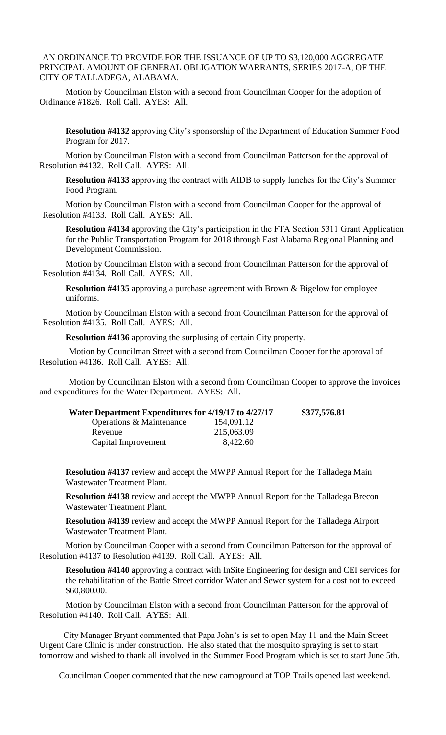AN ORDINANCE TO PROVIDE FOR THE ISSUANCE OF UP TO $3,120,000 AGGREGATE PRINCIPAL AMOUNT OF GENERAL OBLIGATION WARRANTS, SERIES 2017-A, OF THE CITY OF TALLADEGA, ALABAMA.

Motion by Councilman Elston with a second from Councilman Cooper for the adoption of Ordinance #1826. Roll Call. AYES: All.

**Resolution #4132** approving City's sponsorship of the Department of Education Summer Food Program for 2017.

Motion by Councilman Elston with a second from Councilman Patterson for the approval of Resolution #4132. Roll Call. AYES: All.

**Resolution #4133** approving the contract with AIDB to supply lunches for the City's Summer Food Program.

Motion by Councilman Elston with a second from Councilman Cooper for the approval of Resolution #4133. Roll Call. AYES: All.

**Resolution #4134** approving the City's participation in the FTA Section 5311 Grant Application for the Public Transportation Program for 2018 through East Alabama Regional Planning and Development Commission.

Motion by Councilman Elston with a second from Councilman Patterson for the approval of Resolution #4134. Roll Call. AYES: All.

**Resolution #4135** approving a purchase agreement with Brown & Bigelow for employee uniforms.

Motion by Councilman Elston with a second from Councilman Patterson for the approval of Resolution #4135. Roll Call. AYES: All.

**Resolution #4136** approving the surplusing of certain City property.

Motion by Councilman Street with a second from Councilman Cooper for the approval of Resolution #4136. Roll Call. AYES: All.

Motion by Councilman Elston with a second from Councilman Cooper to approve the invoices and expenditures for the Water Department. AYES: All.

| **Water Department Expenditures for 4/19/17 to 4/27/17** | | **$377,576.81** |
|---|---|---|
| Operations & Maintenance | 154,091.12 | |
| Revenue | 215,063.09 | |
| Capital Improvement | 8,422.60 | |

**Resolution #4137** review and accept the MWPP Annual Report for the Talladega Main Wastewater Treatment Plant.

**Resolution #4138** review and accept the MWPP Annual Report for the Talladega Brecon Wastewater Treatment Plant.

**Resolution #4139** review and accept the MWPP Annual Report for the Talladega Airport Wastewater Treatment Plant.

Motion by Councilman Cooper with a second from Councilman Patterson for the approval of Resolution #4137 to Resolution #4139. Roll Call. AYES: All.

**Resolution #4140** approving a contract with InSite Engineering for design and CEI services for the rehabilitation of the Battle Street corridor Water and Sewer system for a cost not to exceed $60,800.00.

Motion by Councilman Elston with a second from Councilman Patterson for the approval of Resolution #4140. Roll Call. AYES: All.

City Manager Bryant commented that Papa John's is set to open May 11 and the Main Street Urgent Care Clinic is under construction. He also stated that the mosquito spraying is set to start tomorrow and wished to thank all involved in the Summer Food Program which is set to start June 5th.

Councilman Cooper commented that the new campground at TOP Trails opened last weekend.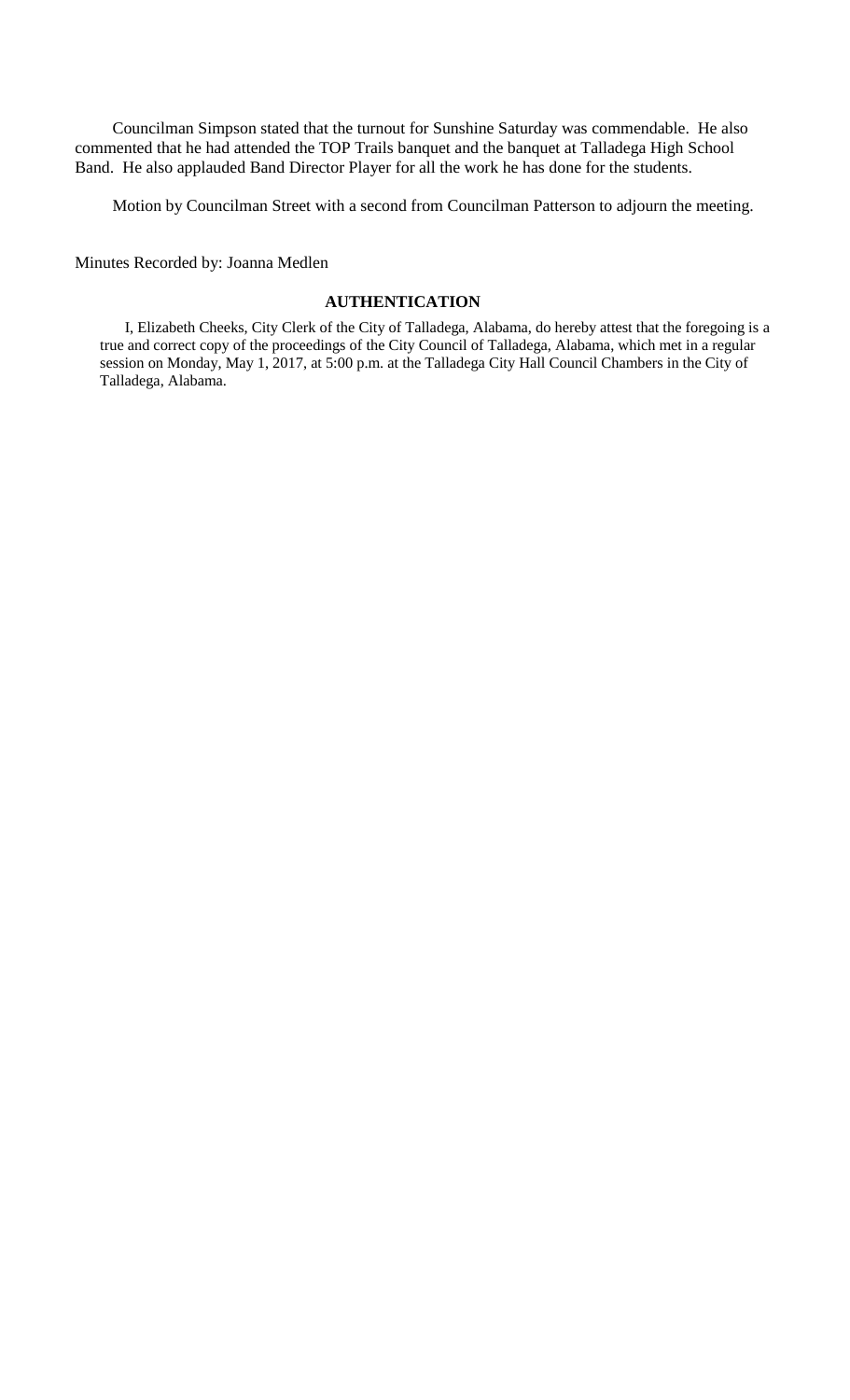Councilman Simpson stated that the turnout for Sunshine Saturday was commendable. He also commented that he had attended the TOP Trails banquet and the banquet at Talladega High School Band. He also applauded Band Director Player for all the work he has done for the students.

Motion by Councilman Street with a second from Councilman Patterson to adjourn the meeting.

Minutes Recorded by: Joanna Medlen

**AUTHENTICATION**

I, Elizabeth Cheeks, City Clerk of the City of Talladega, Alabama, do hereby attest that the foregoing is a true and correct copy of the proceedings of the City Council of Talladega, Alabama, which met in a regular session on Monday, May 1, 2017, at 5:00 p.m. at the Talladega City Hall Council Chambers in the City of Talladega, Alabama.